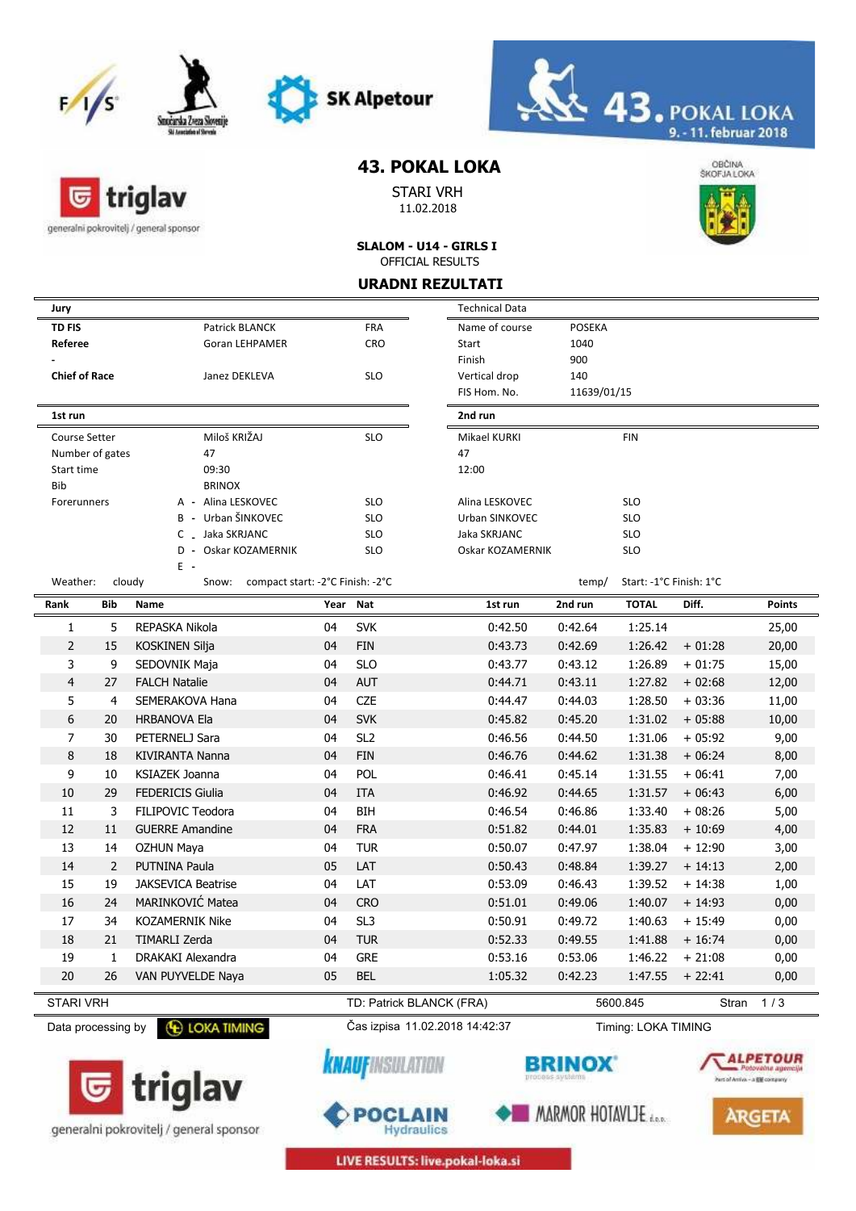# 43. POKAL LOKA

STARI VRH

11.02.2018

**SLALOM - U14 - GIRLS I**

OFFICIAL RESULTS

## URADNI REZULTATI

| Jury | | |
|---|---|---|
| **TD FIS** | Patrick BLANCK | FRA |
| **Referee** | Goran LEHPAMER | CRO |
| - | | |
| **Chief of Race** | Janez DEKLEVA | SLO |

| Technical Data | |
|---|---|
| Name of course | POSEKA |
| Start | 1040 |
| Finish | 900 |
| Vertical drop | 140 |
| FIS Hom. No. | 11639/01/15 |

| | 1st run | | 2nd run | |
|---|---|---|---|---|
| Course Setter | Miloš KRIŽAJ | SLO | Mikael KURKI | FIN |
| Number of gates | 47 | | 47 | |
| Start time | 09:30 | | 12:00 | |
| Bib | BRINOX | | | |
| Forerunners | A - Alina LESKOVEC | SLO | Alina LESKOVEC | SLO |
| | B - Urban ŠINKOVEC | SLO | Urban SINKOVEC | SLO |
| | C - Jaka SKRJANC | SLO | Jaka SKRJANC | SLO |
| | D - Oskar KOZAMERNIK | SLO | Oskar KOZAMERNIK | SLO |
| | E - | | | |

Weather: cloudy Snow: compact start: -2°C Finish: -2°C temp/ Start: -1°C Finish: 1°C

| Rank | Bib | Name | Year | Nat | 1st run | 2nd run | TOTAL | Diff. | Points |
|---|---|---|---|---|---|---|---|---|---|
| 1 | 5 | REPASKA Nikola | 04 | SVK | 0:42.50 | 0:42.64 | 1:25.14 | | 25,00 |
| 2 | 15 | KOSKINEN Silja | 04 | FIN | 0:43.73 | 0:42.69 | 1:26.42 | + 01:28 | 20,00 |
| 3 | 9 | SEDOVNIK Maja | 04 | SLO | 0:43.77 | 0:43.12 | 1:26.89 | + 01:75 | 15,00 |
| 4 | 27 | FALCH Natalie | 04 | AUT | 0:44.71 | 0:43.11 | 1:27.82 | + 02:68 | 12,00 |
| 5 | 4 | SEMERAKOVA Hana | 04 | CZE | 0:44.47 | 0:44.03 | 1:28.50 | + 03:36 | 11,00 |
| 6 | 20 | HRBANOVA Ela | 04 | SVK | 0:45.82 | 0:45.20 | 1:31.02 | + 05:88 | 10,00 |
| 7 | 30 | PETERNELJ Sara | 04 | SL2 | 0:46.56 | 0:44.50 | 1:31.06 | + 05:92 | 9,00 |
| 8 | 18 | KIVIRANTA Nanna | 04 | FIN | 0:46.76 | 0:44.62 | 1:31.38 | + 06:24 | 8,00 |
| 9 | 10 | KSIAZEK Joanna | 04 | POL | 0:46.41 | 0:45.14 | 1:31.55 | + 06:41 | 7,00 |
| 10 | 29 | FEDERICIS Giulia | 04 | ITA | 0:46.92 | 0:44.65 | 1:31.57 | + 06:43 | 6,00 |
| 11 | 3 | FILIPOVIC Teodora | 04 | BIH | 0:46.54 | 0:46.86 | 1:33.40 | + 08:26 | 5,00 |
| 12 | 11 | GUERRE Amandine | 04 | FRA | 0:51.82 | 0:44.01 | 1:35.83 | + 10:69 | 4,00 |
| 13 | 14 | OZHUN Maya | 04 | TUR | 0:50.07 | 0:47.97 | 1:38.04 | + 12:90 | 3,00 |
| 14 | 2 | PUTNINA Paula | 05 | LAT | 0:50.43 | 0:48.84 | 1:39.27 | + 14:13 | 2,00 |
| 15 | 19 | JAKSEVICA Beatrise | 04 | LAT | 0:53.09 | 0:46.43 | 1:39.52 | + 14:38 | 1,00 |
| 16 | 24 | MARINKOVIĆ Matea | 04 | CRO | 0:51.01 | 0:49.06 | 1:40.07 | + 14:93 | 0,00 |
| 17 | 34 | KOZAMERNIK Nike | 04 | SL3 | 0:50.91 | 0:49.72 | 1:40.63 | + 15:49 | 0,00 |
| 18 | 21 | TIMARLI Zerda | 04 | TUR | 0:52.33 | 0:49.55 | 1:41.88 | + 16:74 | 0,00 |
| 19 | 1 | DRAKAKI Alexandra | 04 | GRE | 0:53.16 | 0:53.06 | 1:46.22 | + 21:08 | 0,00 |
| 20 | 26 | VAN PUYVELDE Naya | 05 | BEL | 1:05.32 | 0:42.23 | 1:47.55 | + 22:41 | 0,00 |

STARI VRH TD: Patrick BLANCK (FRA) 5600.845

Data processing by LOKA TIMING Čas izpisa 11.02.2018 14:42:37 Timing: LOKA TIMING

LIVE RESULTS: live.pokal-loka.si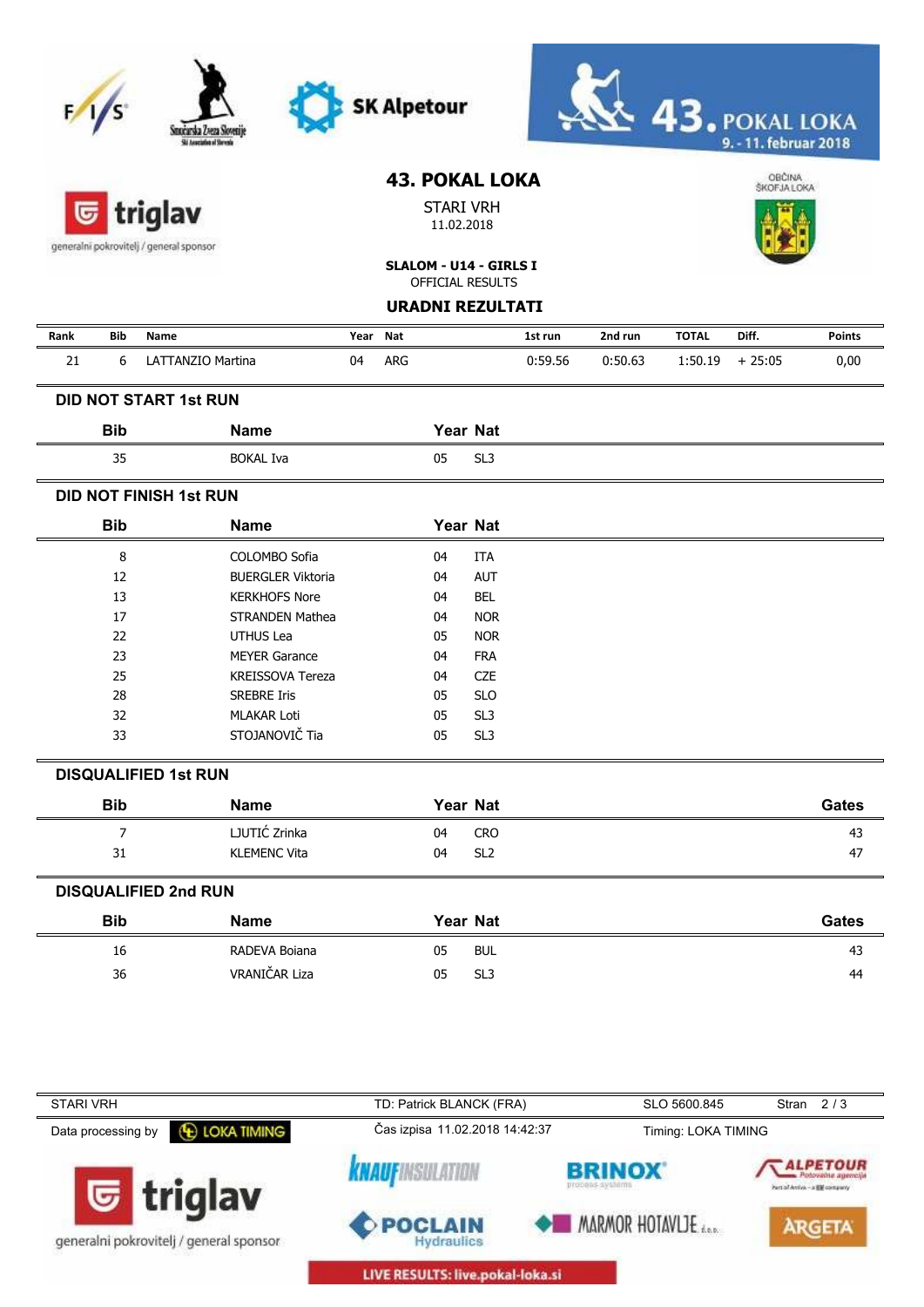# 43. POKAL LOKA

STARI VRH

11.02.2018

**SLALOM - U14 - GIRLS I**

OFFICIAL RESULTS

**URADNI REZULTATI**

| Rank | Bib | Name | Year | Nat | 1st run | 2nd run | TOTAL | Diff. | Points |
|---|---|---|---|---|---|---|---|---|---|
| 21 | 6 | LATTANZIO Martina | 04 | ARG | 0:59.56 | 0:50.63 | 1:50.19 | + 25:05 | 0,00 |

## DID NOT START 1st RUN

| Bib | Name | Year | Nat |
|---|---|---|---|
| 35 | BOKAL Iva | 05 | SL3 |

## DID NOT FINISH 1st RUN

| Bib | Name | Year | Nat |
|---|---|---|---|
| 8 | COLOMBO Sofia | 04 | ITA |
| 12 | BUERGLER Viktoria | 04 | AUT |
| 13 | KERKHOFS Nore | 04 | BEL |
| 17 | STRANDEN Mathea | 04 | NOR |
| 22 | UTHUS Lea | 05 | NOR |
| 23 | MEYER Garance | 04 | FRA |
| 25 | KREISSOVA Tereza | 04 | CZE |
| 28 | SREBRE Iris | 05 | SLO |
| 32 | MLAKAR Loti | 05 | SL3 |
| 33 | STOJANOVIČ Tia | 05 | SL3 |

## DISQUALIFIED 1st RUN

| Bib | Name | Year | Nat | Gates |
|---|---|---|---|---|
| 7 | LJUTIĆ Zrinka | 04 | CRO | 43 |
| 31 | KLEMENC Vita | 04 | SL2 | 47 |

## DISQUALIFIED 2nd RUN

| Bib | Name | Year | Nat | Gates |
|---|---|---|---|---|
| 16 | RADEVA Boiana | 05 | BUL | 43 |
| 36 | VRANIČAR Liza | 05 | SL3 | 44 |

STARI VRH | TD: Patrick BLANCK (FRA) | SLO 5600.845

Data processing by LOKA TIMING | Čas izpisa 11.02.2018 14:42:37 | Timing: LOKA TIMING

LIVE RESULTS: live.pokal-loka.si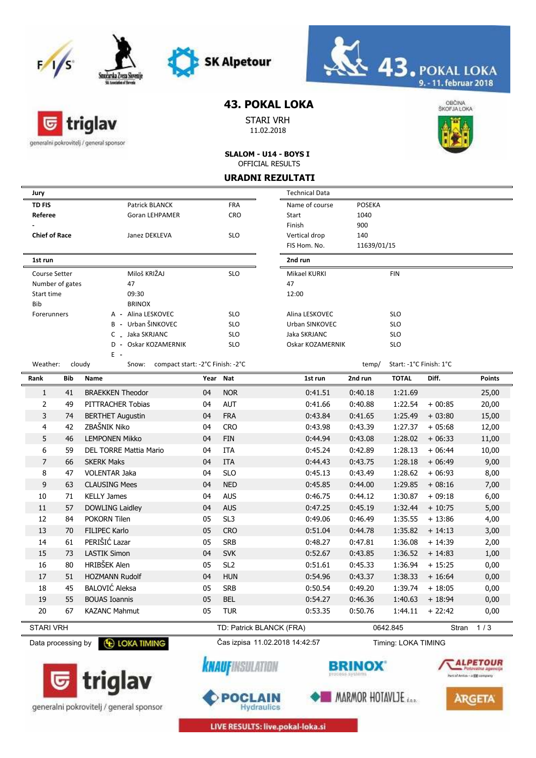# 43. POKAL LOKA

STARI VRH
11.02.2018

**SLALOM - U14 - BOYS I**
OFFICIAL RESULTS

## URADNI REZULTATI

| Jury | | |
|---|---|---|
| **TD FIS** | Patrick BLANCK | FRA |
| **Referee** | Goran LEHPAMER | CRO |
| - | | |
| **Chief of Race** | Janez DEKLEVA | SLO |

| Technical Data | |
|---|---|
| Name of course | POSEKA |
| Start | 1040 |
| Finish | 900 |
| Vertical drop | 140 |
| FIS Hom. No. | 11639/01/15 |

| | 1st run | | 2nd run | |
|---|---|---|---|---|
| Course Setter | Miloš KRIŽAJ | SLO | Mikael KURKI | FIN |
| Number of gates | 47 | | 47 | |
| Start time | 09:30 | | 12:00 | |
| Bib | BRINOX | | | |
| Forerunners | A - Alina LESKOVEC | SLO | Alina LESKOVEC | SLO |
| | B - Urban ŠINKOVEC | SLO | Urban SINKOVEC | SLO |
| | C - Jaka SKRJANC | SLO | Jaka SKRJANC | SLO |
| | D - Oskar KOZAMERNIK | SLO | Oskar KOZAMERNIK | SLO |
| | E - | | | |

Weather: cloudy Snow: compact start: -2°C Finish: -2°C temp/ Start: -1°C Finish: 1°C

| Rank | Bib | Name | Year | Nat | 1st run | 2nd run | TOTAL | Diff. | Points |
|---|---|---|---|---|---|---|---|---|---|
| 1 | 41 | BRAEKKEN Theodor | 04 | NOR | 0:41.51 | 0:40.18 | 1:21.69 | | 25,00 |
| 2 | 49 | PITTRACHER Tobias | 04 | AUT | 0:41.66 | 0:40.88 | 1:22.54 | + 00:85 | 20,00 |
| 3 | 74 | BERTHET Augustin | 04 | FRA | 0:43.84 | 0:41.65 | 1:25.49 | + 03:80 | 15,00 |
| 4 | 42 | ZBAŠNIK Niko | 04 | CRO | 0:43.98 | 0:43.39 | 1:27.37 | + 05:68 | 12,00 |
| 5 | 46 | LEMPONEN Mikko | 04 | FIN | 0:44.94 | 0:43.08 | 1:28.02 | + 06:33 | 11,00 |
| 6 | 59 | DEL TORRE Mattia Mario | 04 | ITA | 0:45.24 | 0:42.89 | 1:28.13 | + 06:44 | 10,00 |
| 7 | 66 | SKERK Maks | 04 | ITA | 0:44.43 | 0:43.75 | 1:28.18 | + 06:49 | 9,00 |
| 8 | 47 | VOLENTAR Jaka | 04 | SLO | 0:45.13 | 0:43.49 | 1:28.62 | + 06:93 | 8,00 |
| 9 | 63 | CLAUSING Mees | 04 | NED | 0:45.85 | 0:44.00 | 1:29.85 | + 08:16 | 7,00 |
| 10 | 71 | KELLY James | 04 | AUS | 0:46.75 | 0:44.12 | 1:30.87 | + 09:18 | 6,00 |
| 11 | 57 | DOWLING Laidley | 04 | AUS | 0:47.25 | 0:45.19 | 1:32.44 | + 10:75 | 5,00 |
| 12 | 84 | POKORN Tilen | 05 | SL3 | 0:49.06 | 0:46.49 | 1:35.55 | + 13:86 | 4,00 |
| 13 | 70 | FILIPEC Karlo | 05 | CRO | 0:51.04 | 0:44.78 | 1:35.82 | + 14:13 | 3,00 |
| 14 | 61 | PERIŠIĆ Lazar | 05 | SRB | 0:48.27 | 0:47.81 | 1:36.08 | + 14:39 | 2,00 |
| 15 | 73 | LASTIK Simon | 04 | SVK | 0:52.67 | 0:43.85 | 1:36.52 | + 14:83 | 1,00 |
| 16 | 80 | HRIBŠEK Alen | 05 | SL2 | 0:51.61 | 0:45.33 | 1:36.94 | + 15:25 | 0,00 |
| 17 | 51 | HOZMANN Rudolf | 04 | HUN | 0:54.96 | 0:43.37 | 1:38.33 | + 16:64 | 0,00 |
| 18 | 45 | BALOVIĆ Aleksa | 05 | SRB | 0:50.54 | 0:49.20 | 1:39.74 | + 18:05 | 0,00 |
| 19 | 55 | BOUAS Ioannis | 05 | BEL | 0:54.27 | 0:46.36 | 1:40.63 | + 18:94 | 0,00 |
| 20 | 67 | KAZANC Mahmut | 05 | TUR | 0:53.35 | 0:50.76 | 1:44.11 | + 22:42 | 0,00 |

STARI VRH — TD: Patrick BLANCK (FRA) — 0642.845

Data processing by LOKA TIMING — Čas izpisa 11.02.2018 14:42:57 — Timing: LOKA TIMING

LIVE RESULTS: live.pokal-loka.si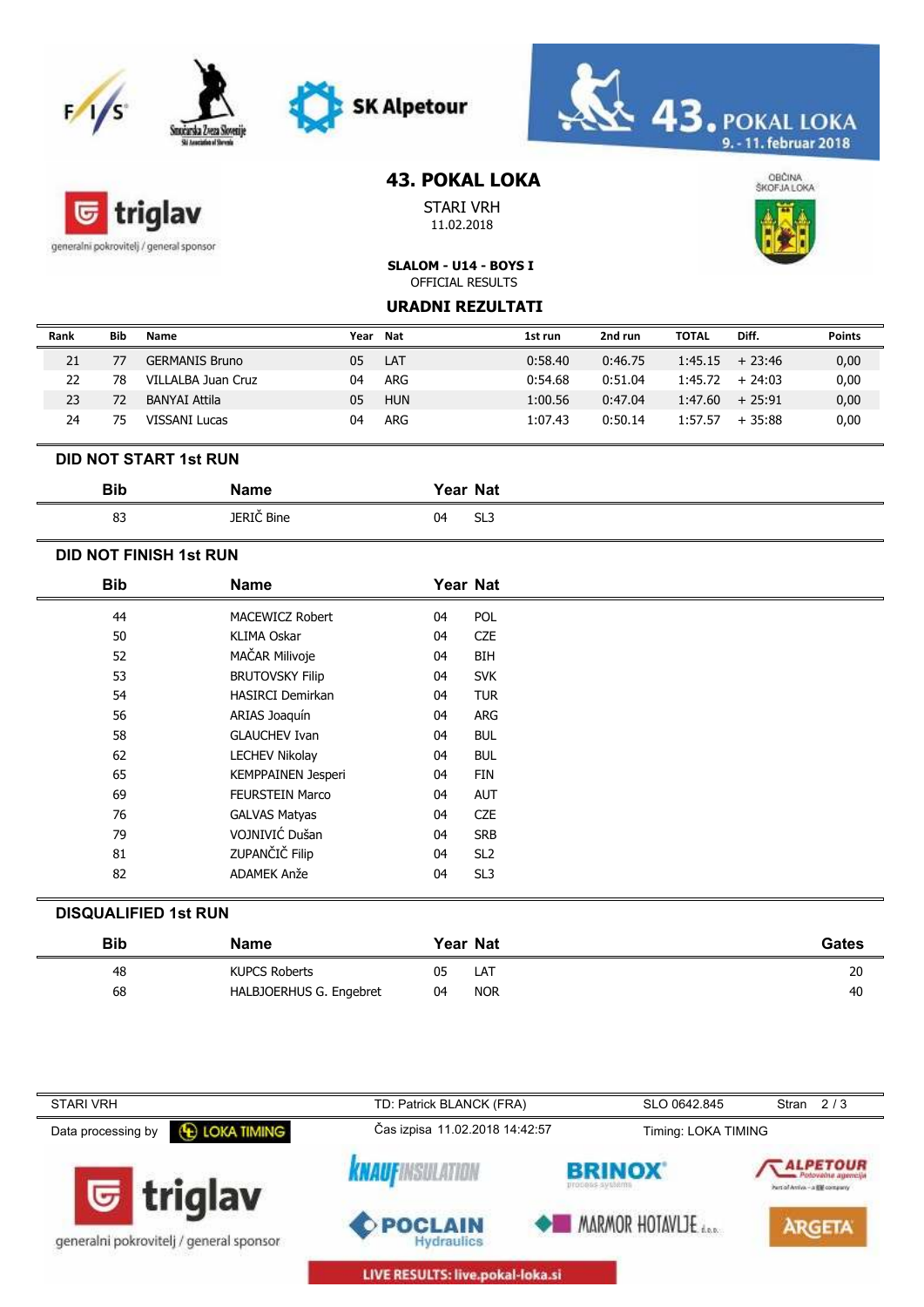# 43. POKAL LOKA

STARI VRH

11.02.2018

**SLALOM - U14 - BOYS I**

OFFICIAL RESULTS

## URADNI REZULTATI

| Rank | Bib | Name | Year | Nat | 1st run | 2nd run | TOTAL | Diff. | Points |
|---|---|---|---|---|---|---|---|---|---|
| 21 | 77 | GERMANIS Bruno | 05 | LAT | 0:58.40 | 0:46.75 | 1:45.15 | + 23:46 | 0,00 |
| 22 | 78 | VILLALBA Juan Cruz | 04 | ARG | 0:54.68 | 0:51.04 | 1:45.72 | + 24:03 | 0,00 |
| 23 | 72 | BANYAI Attila | 05 | HUN | 1:00.56 | 0:47.04 | 1:47.60 | + 25:91 | 0,00 |
| 24 | 75 | VISSANI Lucas | 04 | ARG | 1:07.43 | 0:50.14 | 1:57.57 | + 35:88 | 0,00 |

### DID NOT START 1st RUN

| Bib | Name | Year | Nat |
|---|---|---|---|
| 83 | JERIČ Bine | 04 | SL3 |

### DID NOT FINISH 1st RUN

| Bib | Name | Year | Nat |
|---|---|---|---|
| 44 | MACEWICZ Robert | 04 | POL |
| 50 | KLIMA Oskar | 04 | CZE |
| 52 | MAČAR Milivoje | 04 | BIH |
| 53 | BRUTOVSKY Filip | 04 | SVK |
| 54 | HASIRCI Demirkan | 04 | TUR |
| 56 | ARIAS Joaquín | 04 | ARG |
| 58 | GLAUCHEV Ivan | 04 | BUL |
| 62 | LECHEV Nikolay | 04 | BUL |
| 65 | KEMPPAINEN Jesperi | 04 | FIN |
| 69 | FEURSTEIN Marco | 04 | AUT |
| 76 | GALVAS Matyas | 04 | CZE |
| 79 | VOJNIVIĆ Dušan | 04 | SRB |
| 81 | ZUPANČIČ Filip | 04 | SL2 |
| 82 | ADAMEK Anže | 04 | SL3 |

### DISQUALIFIED 1st RUN

| Bib | Name | Year | Nat | Gates |
|---|---|---|---|---|
| 48 | KUPCS Roberts | 05 | LAT | 20 |
| 68 | HALBJOERHUS G. Engebret | 04 | NOR | 40 |

STARI VRH | TD: Patrick BLANCK (FRA) | SLO 0642.845

Data processing by LOKA TIMING | Čas izpisa 11.02.2018 14:42:57 | Timing: LOKA TIMING

LIVE RESULTS: live.pokal-loka.si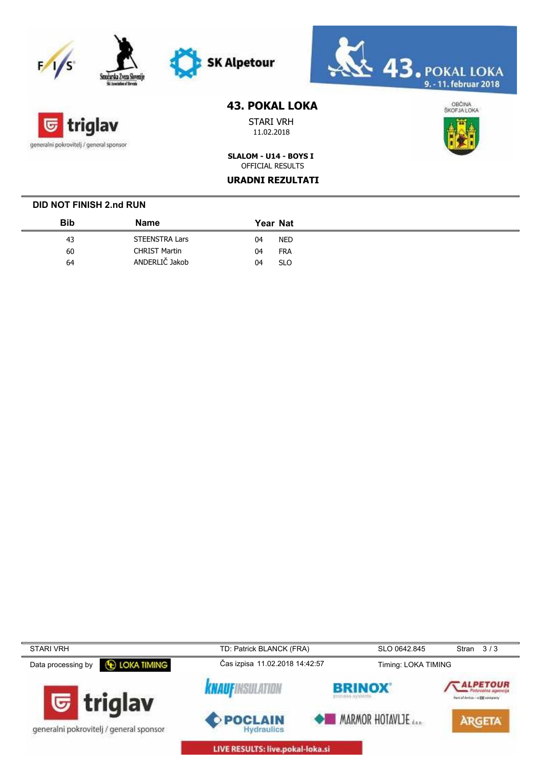# 43. POKAL LOKA

STARI VRH
11.02.2018

**SLALOM - U14 - BOYS I**
OFFICIAL RESULTS

**URADNI REZULTATI**

### DID NOT FINISH 2.nd RUN

| Bib | Name | Year | Nat |
|---|---|---|---|
| 43 | STEENSTRA Lars | 04 | NED |
| 60 | CHRIST Martin | 04 | FRA |
| 64 | ANDERLIČ Jakob | 04 | SLO |

STARI VRH | TD: Patrick BLANCK (FRA) | SLO 0642.845

Data processing by LOKA TIMING | Čas izpisa 11.02.2018 14:42:57 | Timing: LOKA TIMING

LIVE RESULTS: live.pokal-loka.si